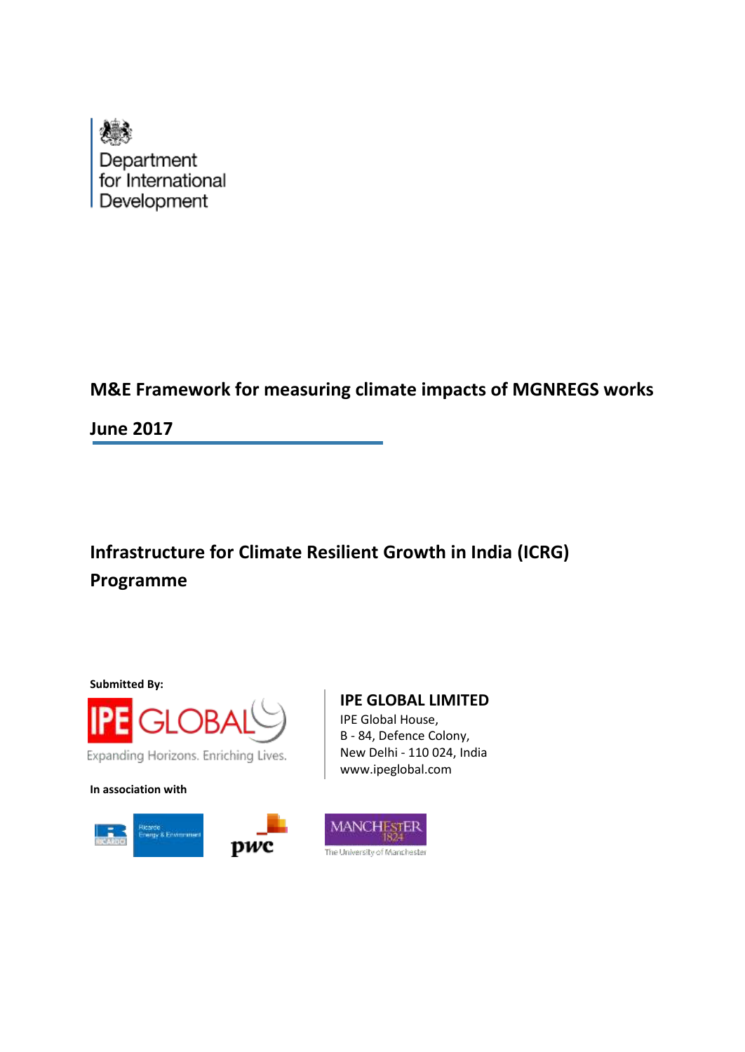Department for International Development

# M&E Framework for measuring climate impacts of MGNREGS works

**June 2017**

## Infrastructure for Climate Resilient Growth in India (ICRG) Programme

**Submitted By:**

IPE GLOBAL

Expanding Horizons. Enriching Lives.

**IPE GLOBAL LIMITED**
IPE Global House,
B - 84, Defence Colony,
New Delhi - 110 024, India
www.ipeglobal.com

**In association with**

Ricardo Energy & Environment

pwc

MANCHESTER 1824 The University of Manchester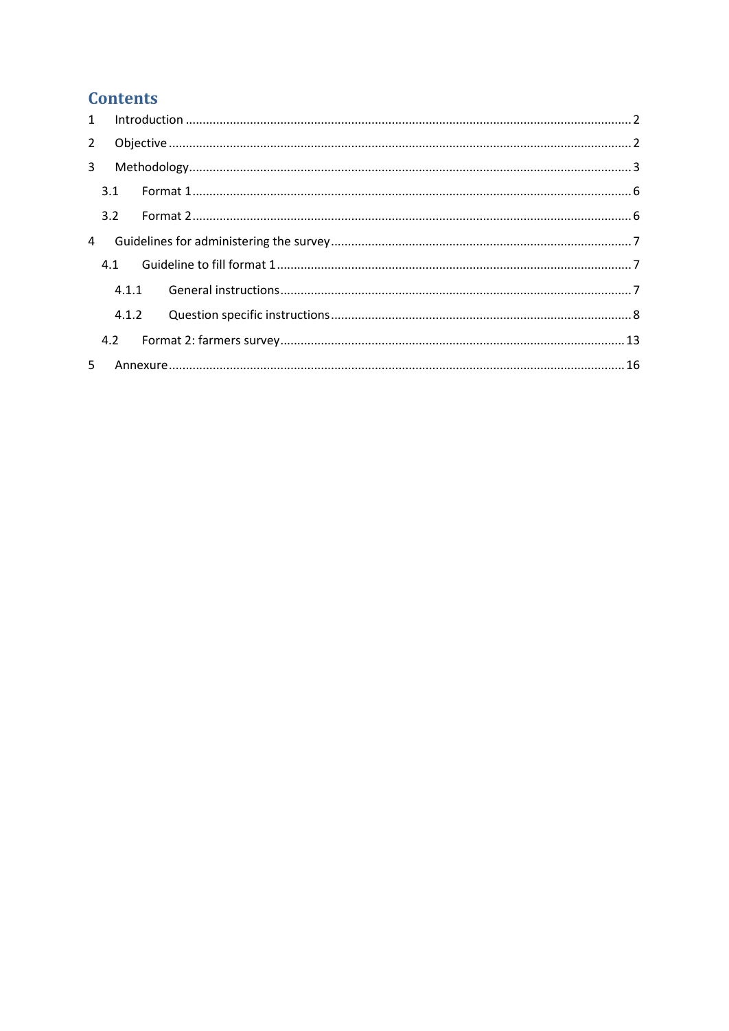# Contents

1 Introduction .......... 2

2 Objective .......... 2

3 Methodology .......... 3

  3.1 Format 1 .......... 6

  3.2 Format 2 .......... 6

4 Guidelines for administering the survey .......... 7

  4.1 Guideline to fill format 1 .......... 7

    4.1.1 General instructions .......... 7

    4.1.2 Question specific instructions .......... 8

  4.2 Format 2: farmers survey .......... 13

5 Annexure .......... 16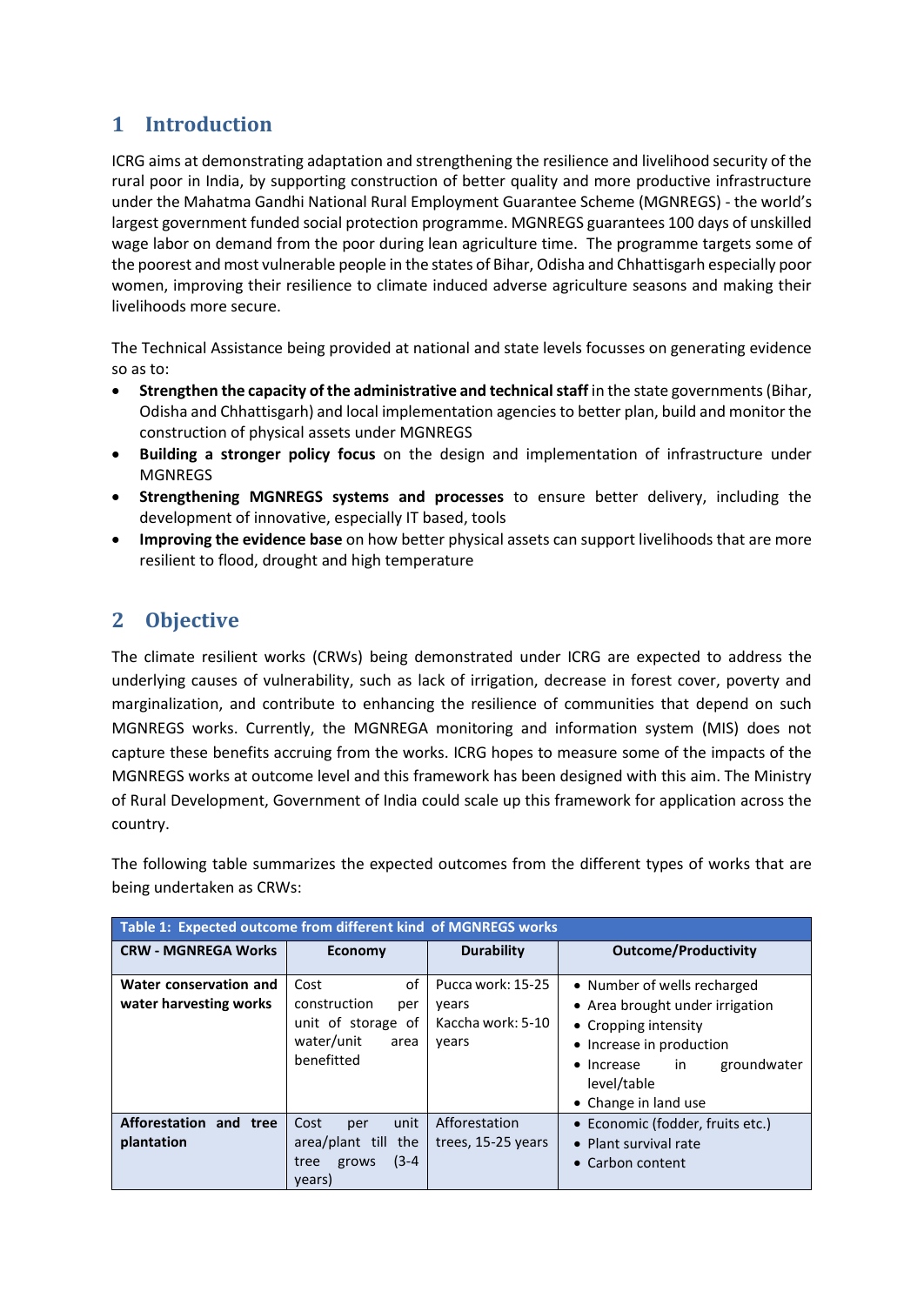# 1 Introduction

ICRG aims at demonstrating adaptation and strengthening the resilience and livelihood security of the rural poor in India, by supporting construction of better quality and more productive infrastructure under the Mahatma Gandhi National Rural Employment Guarantee Scheme (MGNREGS) - the world's largest government funded social protection programme. MGNREGS guarantees 100 days of unskilled wage labor on demand from the poor during lean agriculture time. The programme targets some of the poorest and most vulnerable people in the states of Bihar, Odisha and Chhattisgarh especially poor women, improving their resilience to climate induced adverse agriculture seasons and making their livelihoods more secure.

The Technical Assistance being provided at national and state levels focusses on generating evidence so as to:

- **Strengthen the capacity of the administrative and technical staff** in the state governments (Bihar, Odisha and Chhattisgarh) and local implementation agencies to better plan, build and monitor the construction of physical assets under MGNREGS
- **Building a stronger policy focus** on the design and implementation of infrastructure under MGNREGS
- **Strengthening MGNREGS systems and processes** to ensure better delivery, including the development of innovative, especially IT based, tools
- **Improving the evidence base** on how better physical assets can support livelihoods that are more resilient to flood, drought and high temperature

# 2 Objective

The climate resilient works (CRWs) being demonstrated under ICRG are expected to address the underlying causes of vulnerability, such as lack of irrigation, decrease in forest cover, poverty and marginalization, and contribute to enhancing the resilience of communities that depend on such MGNREGS works. Currently, the MGNREGA monitoring and information system (MIS) does not capture these benefits accruing from the works. ICRG hopes to measure some of the impacts of the MGNREGS works at outcome level and this framework has been designed with this aim. The Ministry of Rural Development, Government of India could scale up this framework for application across the country.

The following table summarizes the expected outcomes from the different types of works that are being undertaken as CRWs:

**Table 1: Expected outcome from different kind of MGNREGS works**

| CRW - MGNREGA Works | Economy | Durability | Outcome/Productivity |
|---|---|---|---|
| **Water conservation and water harvesting works** | Cost of construction per unit of storage of water/unit area benefitted | Pucca work: 15-25 years<br>Kaccha work: 5-10 years | • Number of wells recharged<br>• Area brought under irrigation<br>• Cropping intensity<br>• Increase in production<br>• Increase in groundwater level/table<br>• Change in land use |
| **Afforestation and tree plantation** | Cost per unit area/plant till the tree grows (3-4 years) | Afforestation trees, 15-25 years | • Economic (fodder, fruits etc.)<br>• Plant survival rate<br>• Carbon content |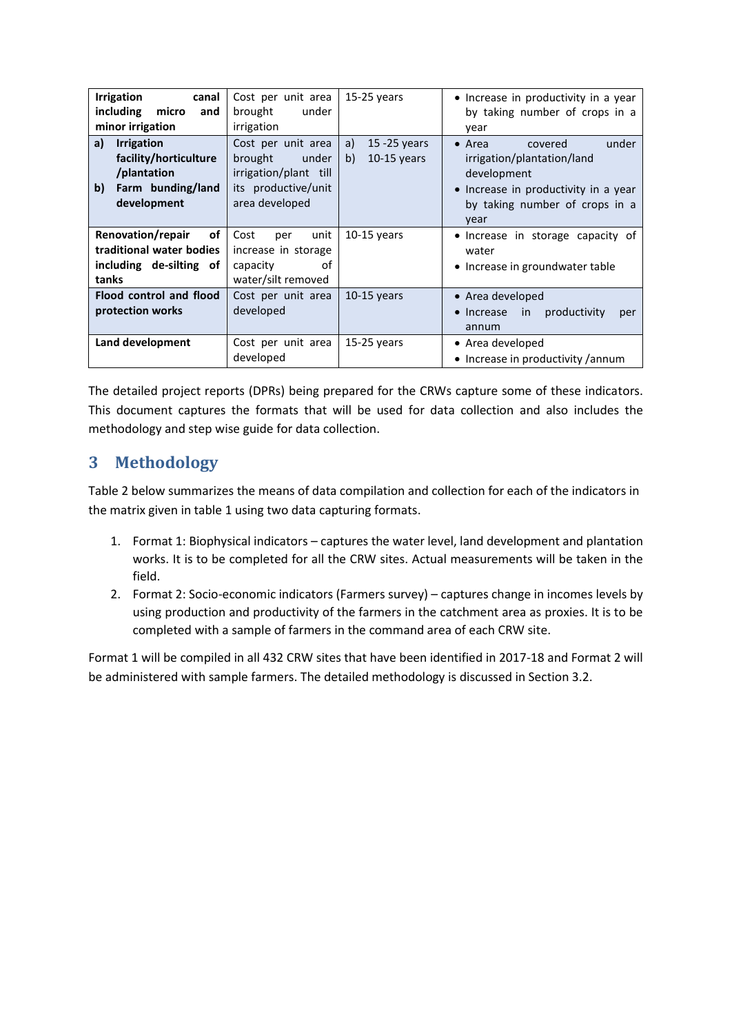| **Irrigation canal including micro and minor irrigation** | Cost per unit area brought under irrigation | 15-25 years | • Increase in productivity in a year by taking number of crops in a year |
|---|---|---|---|
| **a) Irrigation facility/horticulture /plantation**<br>**b) Farm bunding/land development** | Cost per unit area brought under irrigation/plant till its productive/unit area developed | a) 15 -25 years<br>b) 10-15 years | • Area covered under irrigation/plantation/land development<br>• Increase in productivity in a year by taking number of crops in a year |
| **Renovation/repair of traditional water bodies including de-silting of tanks** | Cost per unit increase in storage capacity of water/silt removed | 10-15 years | • Increase in storage capacity of water<br>• Increase in groundwater table |
| **Flood control and flood protection works** | Cost per unit area developed | 10-15 years | • Area developed<br>• Increase in productivity per annum |
| **Land development** | Cost per unit area developed | 15-25 years | • Area developed<br>• Increase in productivity /annum |

The detailed project reports (DPRs) being prepared for the CRWs capture some of these indicators. This document captures the formats that will be used for data collection and also includes the methodology and step wise guide for data collection.

## 3 Methodology

Table 2 below summarizes the means of data compilation and collection for each of the indicators in the matrix given in table 1 using two data capturing formats.

1. Format 1: Biophysical indicators – captures the water level, land development and plantation works. It is to be completed for all the CRW sites. Actual measurements will be taken in the field.
2. Format 2: Socio-economic indicators (Farmers survey) – captures change in incomes levels by using production and productivity of the farmers in the catchment area as proxies. It is to be completed with a sample of farmers in the command area of each CRW site.

Format 1 will be compiled in all 432 CRW sites that have been identified in 2017-18 and Format 2 will be administered with sample farmers. The detailed methodology is discussed in Section 3.2.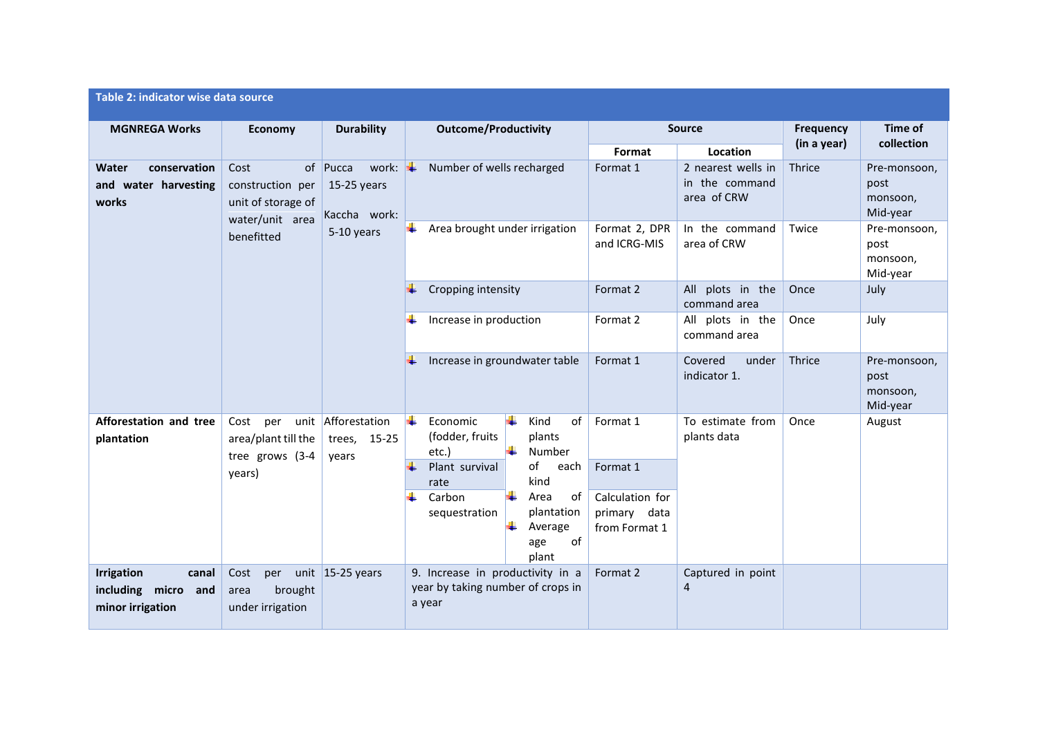**Table 2: indicator wise data source**

| MGNREGA Works | Economy | Durability | Outcome/Productivity | Source | | Frequency (in a year) | Time of collection |
|---|---|---|---|---|---|---|---|
| | | | | Format | Location | | |
| **Water conservation and water harvesting works** | Cost of construction per unit of storage of water/unit area benefitted | Pucca work: 15-25 years<br>Kaccha work: 5-10 years | Number of wells recharged | Format 1 | 2 nearest wells in the command area of CRW | Thrice | Pre-monsoon, post monsoon, Mid-year |
| | | | Area brought under irrigation | Format 2, DPR and ICRG-MIS | In the command area of CRW | Twice | Pre-monsoon, post monsoon, Mid-year |
| | | | Cropping intensity | Format 2 | All plots in the command area | Once | July |
| | | | Increase in production | Format 2 | All plots in the command area | Once | July |
| | | | Increase in groundwater table | Format 1 | Covered under indicator 1. | Thrice | Pre-monsoon, post monsoon, Mid-year |
| **Afforestation and tree plantation** | Cost per unit area/plant till the tree grows (3-4 years) | Afforestation trees, 15-25 years | Economic (fodder, fruits etc.) — Kind of plants; Number of each kind; Area of plantation; Average age of plant | Format 1 | To estimate from plants data | Once | August |
| | | | Plant survival rate | Format 1 | | | |
| | | | Carbon sequestration | Calculation for primary data from Format 1 | | | |
| **Irrigation canal including micro and minor irrigation** | Cost per unit area brought under irrigation | 15-25 years | 9. Increase in productivity in a year by taking number of crops in a year | Format 2 | Captured in point 4 | | |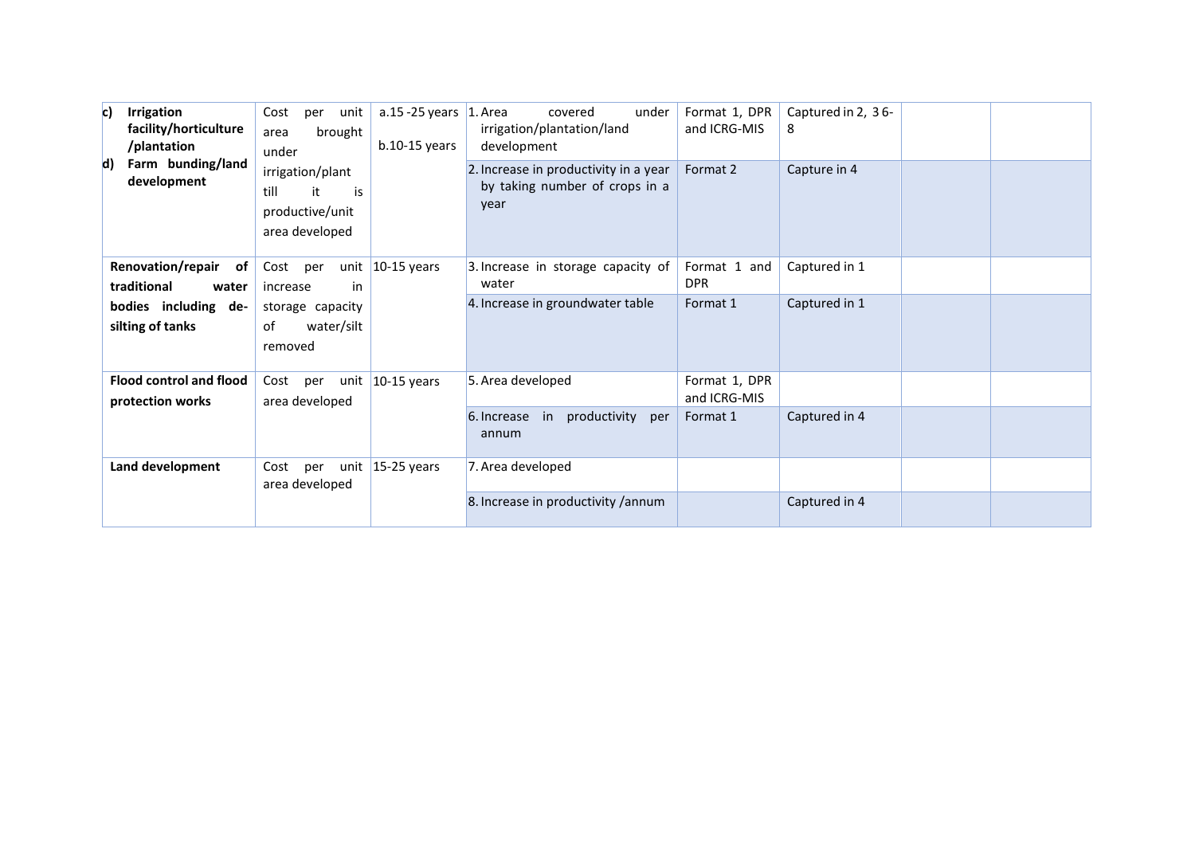| | | | | | | | |
|---|---|---|---|---|---|---|---|
| **c) Irrigation facility/horticulture /plantation**<br>**d) Farm bunding/land development** | Cost per unit area brought under irrigation/plant till it is productive/unit area developed | a.15 -25 years<br>b.10-15 years | 1. Area covered under irrigation/plantation/land development | Format 1, DPR and ICRG-MIS | Captured in 2, 3 6-8 | | |
| | | | 2. Increase in productivity in a year by taking number of crops in a year | Format 2 | Capture in 4 | | |
| **Renovation/repair of traditional water bodies including de-silting of tanks** | Cost per unit increase in storage capacity of water/silt removed | 10-15 years | 3. Increase in storage capacity of water | Format 1 and DPR | Captured in 1 | | |
| | | | 4. Increase in groundwater table | Format 1 | Captured in 1 | | |
| **Flood control and flood protection works** | Cost per unit area developed | 10-15 years | 5. Area developed | Format 1, DPR and ICRG-MIS | | | |
| | | | 6. Increase in productivity per annum | Format 1 | Captured in 4 | | |
| **Land development** | Cost per unit area developed | 15-25 years | 7. Area developed | | | | |
| | | | 8. Increase in productivity /annum | | Captured in 4 | | |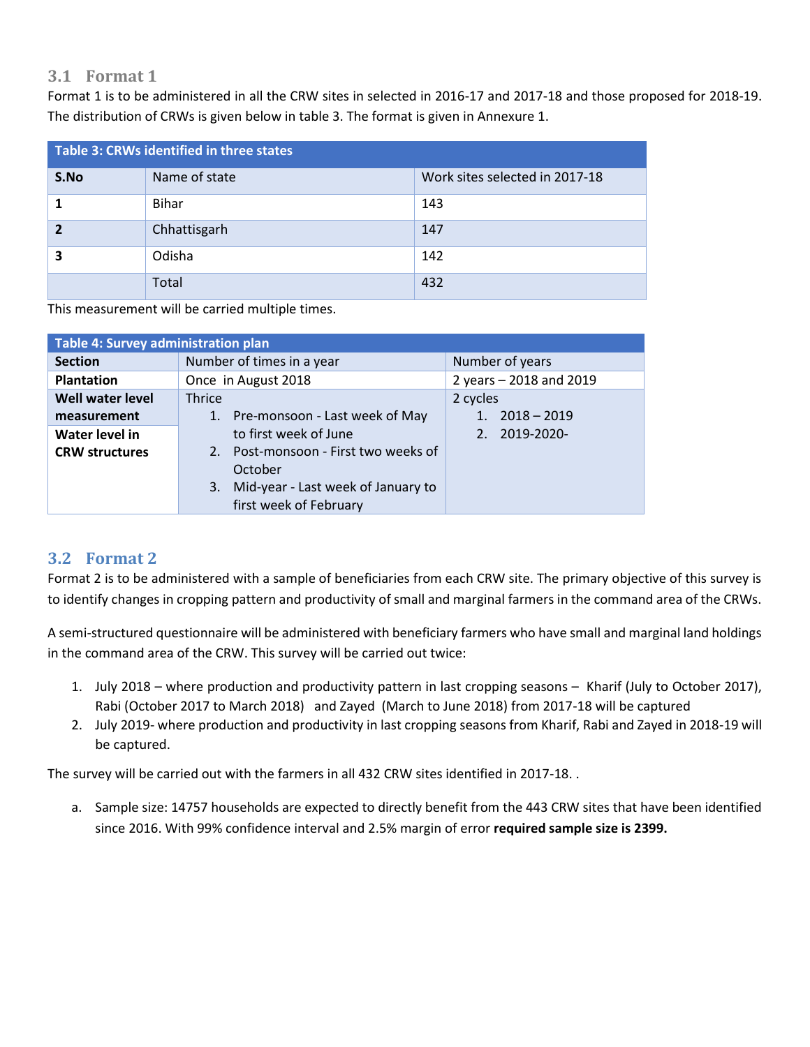## 3.1 Format 1

Format 1 is to be administered in all the CRW sites in selected in 2016-17 and 2017-18 and those proposed for 2018-19. The distribution of CRWs is given below in table 3. The format is given in Annexure 1.

| Table 3: CRWs identified in three states | | |
|---|---|---|
| **S.No** | Name of state | Work sites selected in 2017-18 |
| **1** | Bihar | 143 |
| **2** | Chhattisgarh | 147 |
| **3** | Odisha | 142 |
| | Total | 432 |

This measurement will be carried multiple times.

| Table 4: Survey administration plan | | |
|---|---|---|
| **Section** | Number of times in a year | Number of years |
| **Plantation** | Once in August 2018 | 2 years – 2018 and 2019 |
| **Well water level measurement**<br>**Water level in CRW structures** | Thrice<br>1. Pre-monsoon - Last week of May to first week of June<br>2. Post-monsoon - First two weeks of October<br>3. Mid-year - Last week of January to first week of February | 2 cycles<br>1. 2018 – 2019<br>2. 2019-2020- |

## 3.2 Format 2

Format 2 is to be administered with a sample of beneficiaries from each CRW site. The primary objective of this survey is to identify changes in cropping pattern and productivity of small and marginal farmers in the command area of the CRWs.

A semi-structured questionnaire will be administered with beneficiary farmers who have small and marginal land holdings in the command area of the CRW. This survey will be carried out twice:

1. July 2018 – where production and productivity pattern in last cropping seasons – Kharif (July to October 2017), Rabi (October 2017 to March 2018) and Zayed (March to June 2018) from 2017-18 will be captured
2. July 2019- where production and productivity in last cropping seasons from Kharif, Rabi and Zayed in 2018-19 will be captured.

The survey will be carried out with the farmers in all 432 CRW sites identified in 2017-18. .

a. Sample size: 14757 households are expected to directly benefit from the 443 CRW sites that have been identified since 2016. With 99% confidence interval and 2.5% margin of error **required sample size is 2399.**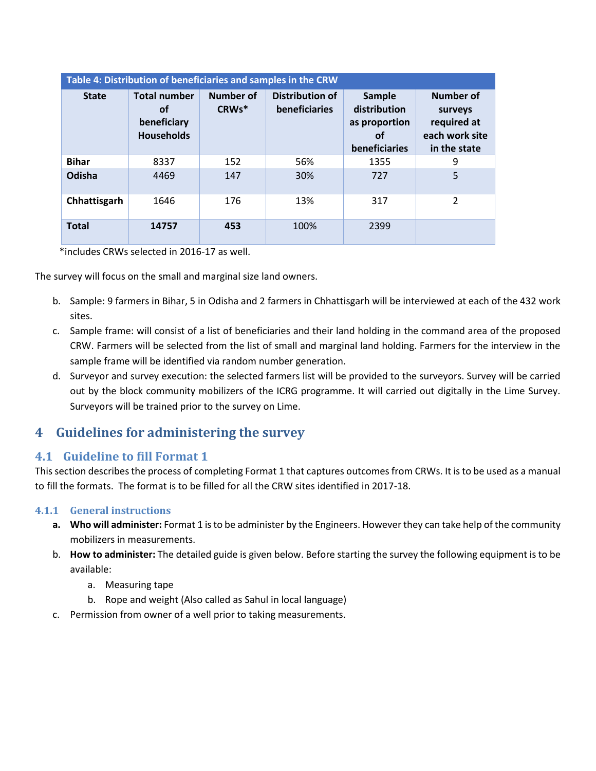| Table 4: Distribution of beneficiaries and samples in the CRW | | | | | |
|---|---|---|---|---|---|
| **State** | **Total number of beneficiary Households** | **Number of CRWs*** | **Distribution of beneficiaries** | **Sample distribution as proportion of beneficiaries** | **Number of surveys required at each work site in the state** |
| **Bihar** | 8337 | 152 | 56% | 1355 | 9 |
| **Odisha** | 4469 | 147 | 30% | 727 | 5 |
| **Chhattisgarh** | 1646 | 176 | 13% | 317 | 2 |
| **Total** | **14757** | **453** | 100% | 2399 | |

*includes CRWs selected in 2016-17 as well.

The survey will focus on the small and marginal size land owners.

b. Sample: 9 farmers in Bihar, 5 in Odisha and 2 farmers in Chhattisgarh will be interviewed at each of the 432 work sites.
c. Sample frame: will consist of a list of beneficiaries and their land holding in the command area of the proposed CRW. Farmers will be selected from the list of small and marginal land holding. Farmers for the interview in the sample frame will be identified via random number generation.
d. Surveyor and survey execution: the selected farmers list will be provided to the surveyors. Survey will be carried out by the block community mobilizers of the ICRG programme. It will carried out digitally in the Lime Survey. Surveyors will be trained prior to the survey on Lime.

# 4 Guidelines for administering the survey

## 4.1 Guideline to fill Format 1

This section describes the process of completing Format 1 that captures outcomes from CRWs. It is to be used as a manual to fill the formats. The format is to be filled for all the CRW sites identified in 2017-18.

### 4.1.1 General instructions

a. **Who will administer:** Format 1 is to be administer by the Engineers. However they can take help of the community mobilizers in measurements.
b. **How to administer:** The detailed guide is given below. Before starting the survey the following equipment is to be available:
    a. Measuring tape
    b. Rope and weight (Also called as Sahul in local language)
c. Permission from owner of a well prior to taking measurements.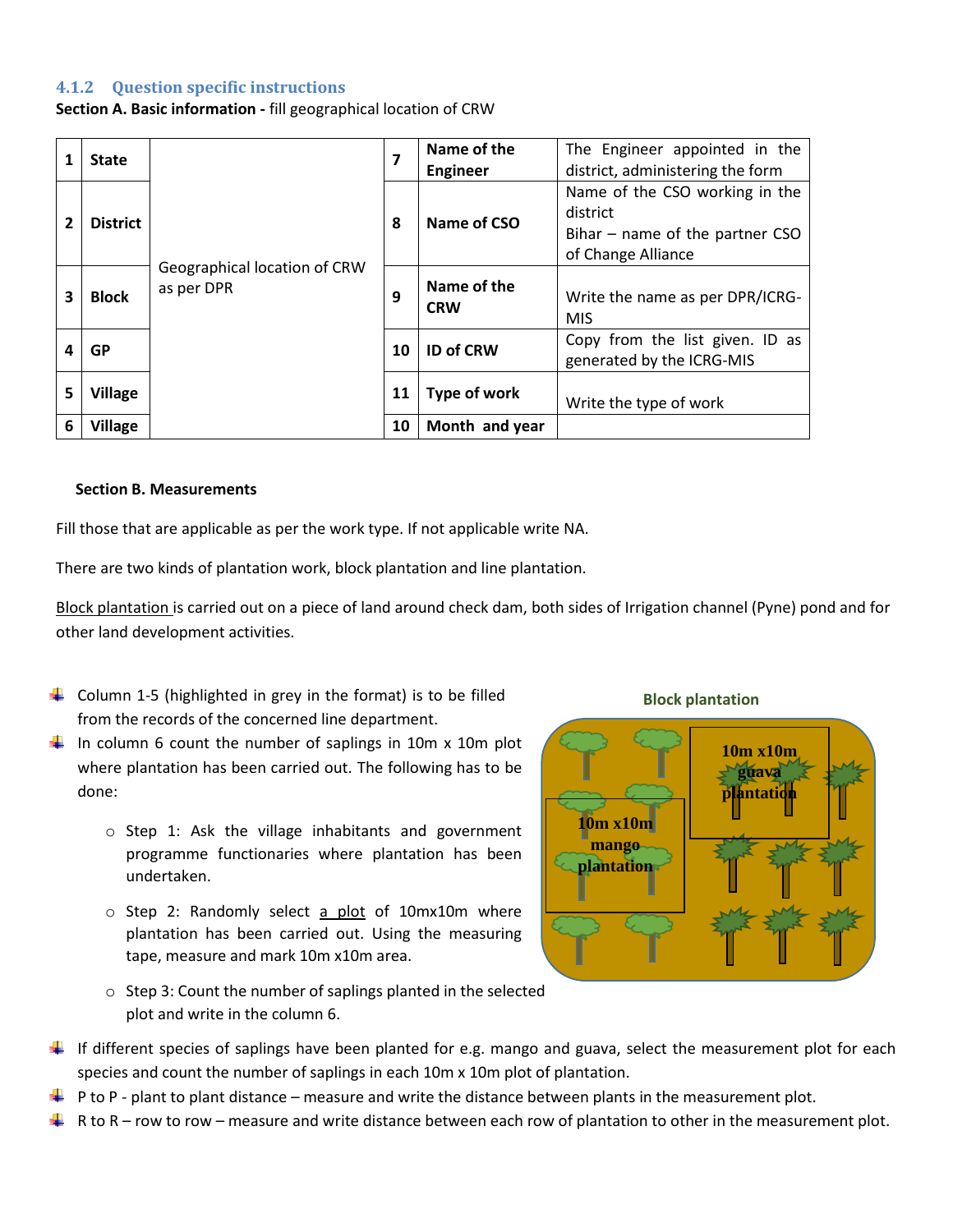### 4.1.2 Question specific instructions

**Section A. Basic information -** fill geographical location of CRW

| | | | | | |
|---|---|---|---|---|---|
| 1 | **State** | Geographical location of CRW as per DPR | 7 | **Name of the Engineer** | The Engineer appointed in the district, administering the form |
| 2 | **District** | | 8 | **Name of CSO** | Name of the CSO working in the district<br>Bihar – name of the partner CSO of Change Alliance |
| 3 | **Block** | | 9 | **Name of the CRW** | Write the name as per DPR/ICRG-MIS |
| 4 | **GP** | | 10 | **ID of CRW** | Copy from the list given. ID as generated by the ICRG-MIS |
| 5 | **Village** | | 11 | **Type of work** | Write the type of work |
| 6 | **Village** | | 10 | **Month and year** | |

**Section B. Measurements**

Fill those that are applicable as per the work type. If not applicable write NA.

There are two kinds of plantation work, block plantation and line plantation.

Block plantation is carried out on a piece of land around check dam, both sides of Irrigation channel (Pyne) pond and for other land development activities.

Block plantation

10m x10m guava plantation

10m x10m mango plantation

- Column 1-5 (highlighted in grey in the format) is to be filled from the records of the concerned line department.
- In column 6 count the number of saplings in 10m x 10m plot where plantation has been carried out. The following has to be done:
  - Step 1: Ask the village inhabitants and government programme functionaries where plantation has been undertaken.
  - Step 2: Randomly select a plot of 10mx10m where plantation has been carried out. Using the measuring tape, measure and mark 10m x10m area.
  - Step 3: Count the number of saplings planted in the selected plot and write in the column 6.
- If different species of saplings have been planted for e.g. mango and guava, select the measurement plot for each species and count the number of saplings in each 10m x 10m plot of plantation.
- P to P - plant to plant distance – measure and write the distance between plants in the measurement plot.
- R to R – row to row – measure and write distance between each row of plantation to other in the measurement plot.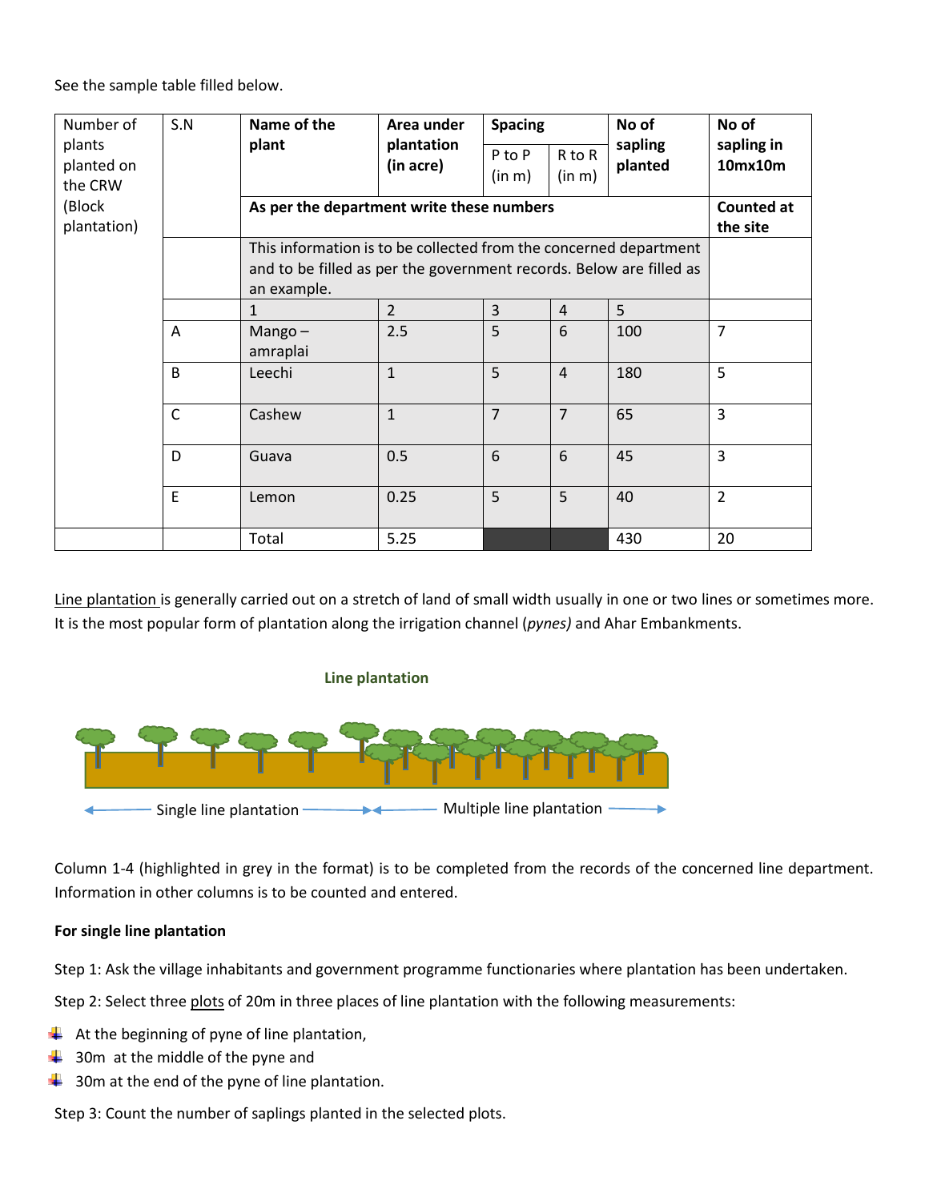See the sample table filled below.

| Number of plants planted on the CRW (Block plantation) | S.N | Name of the plant | Area under plantation (in acre) | Spacing | | No of sapling planted | No of sapling in 10mx10m |
|---|---|---|---|---|---|---|---|
| | | | | P to P (in m) | R to R (in m) | | |
| | | As per the department write these numbers | | | | | Counted at the site |
| | | This information is to be collected from the concerned department and to be filled as per the government records. Below are filled as an example. | | | | | |
| | | 1 | 2 | 3 | 4 | 5 | |
| | A | Mango – amraplai | 2.5 | 5 | 6 | 100 | 7 |
| | B | Leechi | 1 | 5 | 4 | 180 | 5 |
| | C | Cashew | 1 | 7 | 7 | 65 | 3 |
| | D | Guava | 0.5 | 6 | 6 | 45 | 3 |
| | E | Lemon | 0.25 | 5 | 5 | 40 | 2 |
| | | Total | 5.25 | | | 430 | 20 |

Line plantation is generally carried out on a stretch of land of small width usually in one or two lines or sometimes more. It is the most popular form of plantation along the irrigation channel (*pynes)* and Ahar Embankments.

**Line plantation**

Single line plantation — Multiple line plantation

Column 1-4 (highlighted in grey in the format) is to be completed from the records of the concerned line department. Information in other columns is to be counted and entered.

**For single line plantation**

Step 1: Ask the village inhabitants and government programme functionaries where plantation has been undertaken.

Step 2: Select three plots of 20m in three places of line plantation with the following measurements:

- At the beginning of pyne of line plantation,
- 30m at the middle of the pyne and
- 30m at the end of the pyne of line plantation.

Step 3: Count the number of saplings planted in the selected plots.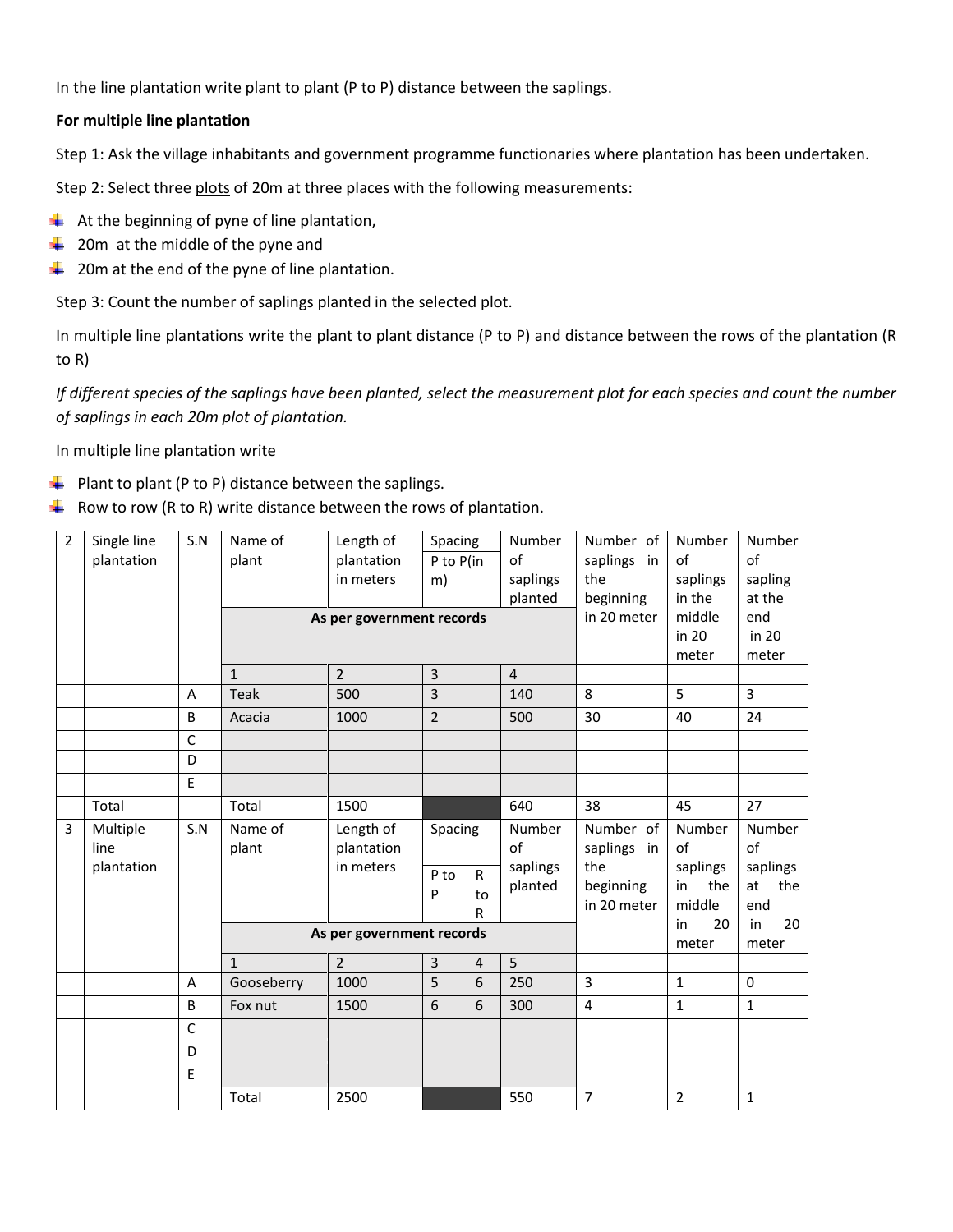In the line plantation write plant to plant (P to P) distance between the saplings.

**For multiple line plantation**

Step 1: Ask the village inhabitants and government programme functionaries where plantation has been undertaken.

Step 2: Select three plots of 20m at three places with the following measurements:

- At the beginning of pyne of line plantation,
- 20m at the middle of the pyne and
- 20m at the end of the pyne of line plantation.

Step 3: Count the number of saplings planted in the selected plot.

In multiple line plantations write the plant to plant distance (P to P) and distance between the rows of the plantation (R to R)

*If different species of the saplings have been planted, select the measurement plot for each species and count the number of saplings in each 20m plot of plantation.*

In multiple line plantation write

- Plant to plant (P to P) distance between the saplings.
- Row to row (R to R) write distance between the rows of plantation.

| 2 | Single line plantation | S.N | Name of plant | Length of plantation in meters | Spacing P to P(in m) | Number of saplings planted | Number of saplings in the beginning in 20 meter | Number of saplings in the middle in 20 meter | Number of sapling at the end in 20 meter |
|---|---|---|---|---|---|---|---|---|---|
| | | | As per government records | | | | | | |
| | | | 1 | 2 | 3 | 4 | | | |
| | | A | Teak | 500 | 3 | 140 | 8 | 5 | 3 |
| | | B | Acacia | 1000 | 2 | 500 | 30 | 40 | 24 |
| | | C | | | | | | | |
| | | D | | | | | | | |
| | | E | | | | | | | |
| | Total | | Total | 1500 | | 640 | 38 | 45 | 27 |

| 3 | Multiple line plantation | S.N | Name of plant | Length of plantation in meters | Spacing | | Number of saplings planted | Number of saplings in the beginning in 20 meter | Number of saplings in the middle in 20 meter | Number of saplings at the end in 20 meter |
|---|---|---|---|---|---|---|---|---|---|---|
| | | | | | P to P | R to R | | | | |
| | | | As per government records | | | | | | | |
| | | | 1 | 2 | 3 | 4 | 5 | | | |
| | | A | Gooseberry | 1000 | 5 | 6 | 250 | 3 | 1 | 0 |
| | | B | Fox nut | 1500 | 6 | 6 | 300 | 4 | 1 | 1 |
| | | C | | | | | | | | |
| | | D | | | | | | | | |
| | | E | | | | | | | | |
| | | | Total | 2500 | | | 550 | 7 | 2 | 1 |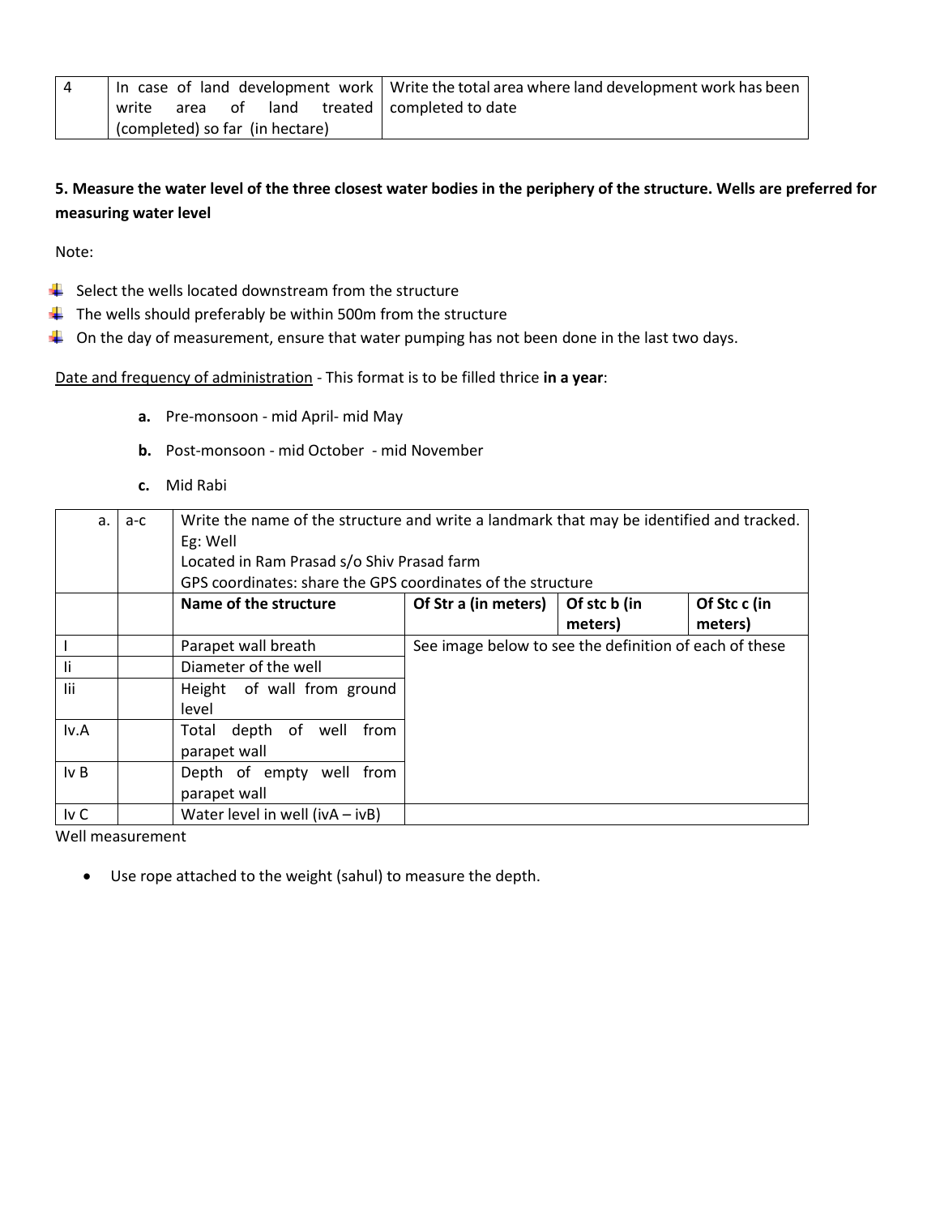| 4 | In case of land development work write area of land treated (completed) so far (in hectare) | Write the total area where land development work has been completed to date |
|---|---|---|

**5. Measure the water level of the three closest water bodies in the periphery of the structure. Wells are preferred for measuring water level**

Note:

- Select the wells located downstream from the structure
- The wells should preferably be within 500m from the structure
- On the day of measurement, ensure that water pumping has not been done in the last two days.

Date and frequency of administration - This format is to be filled thrice **in a year**:

**a.** Pre-monsoon - mid April- mid May

**b.** Post-monsoon - mid October - mid November

**c.** Mid Rabi

| a. | a-c | Write the name of the structure and write a landmark that may be identified and tracked.<br>Eg: Well<br>Located in Ram Prasad s/o Shiv Prasad farm<br>GPS coordinates: share the GPS coordinates of the structure | | | |
|---|---|---|---|---|---|
| | | **Name of the structure** | **Of Str a (in meters)** | **Of stc b (in meters)** | **Of Stc c (in meters)** |
| I | | Parapet wall breath | See image below to see the definition of each of these | | |
| Ii | | Diameter of the well | | | |
| Iii | | Height of wall from ground level | | | |
| Iv.A | | Total depth of well from parapet wall | | | |
| Iv B | | Depth of empty well from parapet wall | | | |
| Iv C | | Water level in well (ivA – ivB) | | | |

Well measurement

- Use rope attached to the weight (sahul) to measure the depth.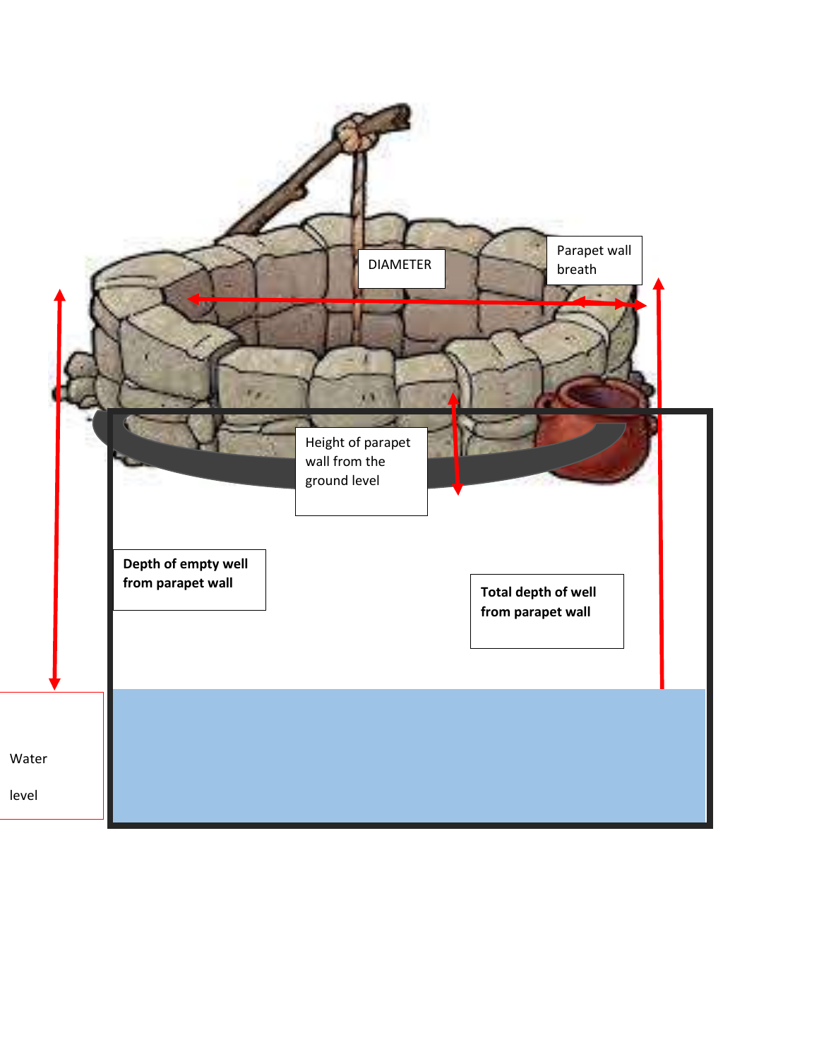DIAMETER

Parapet wall breath

Height of parapet wall from the ground level

**Depth of empty well from parapet wall**

**Total depth of well from parapet wall**

Water

level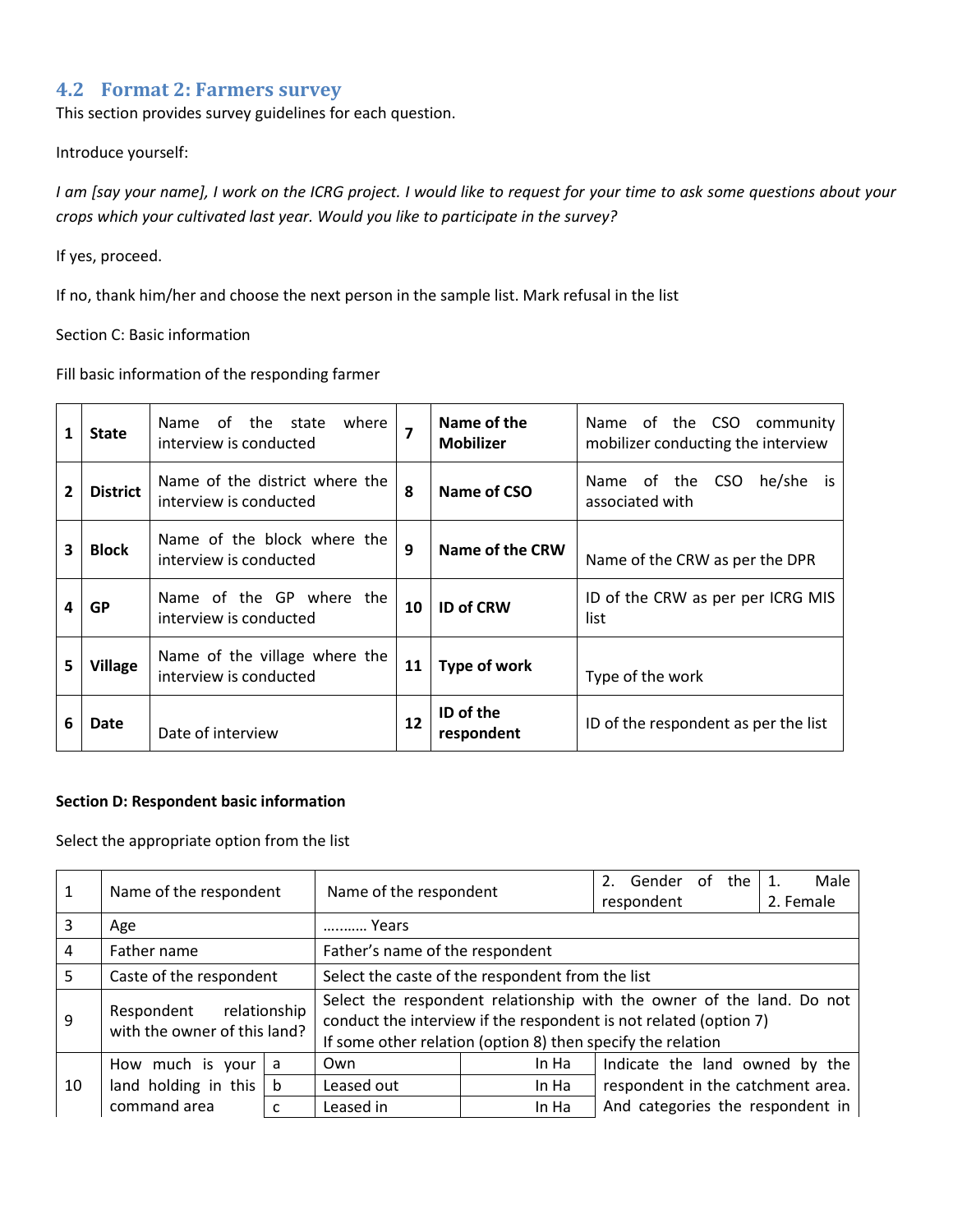## 4.2 Format 2: Farmers survey

This section provides survey guidelines for each question.

Introduce yourself:

*I am [say your name], I work on the ICRG project. I would like to request for your time to ask some questions about your crops which your cultivated last year. Would you like to participate in the survey?*

If yes, proceed.

If no, thank him/her and choose the next person in the sample list. Mark refusal in the list

Section C: Basic information

Fill basic information of the responding farmer

| 1 | **State** | Name of the state where interview is conducted | 7 | **Name of the Mobilizer** | Name of the CSO community mobilizer conducting the interview |
|---|---|---|---|---|---|
| 2 | **District** | Name of the district where the interview is conducted | 8 | **Name of CSO** | Name of the CSO he/she is associated with |
| 3 | **Block** | Name of the block where the interview is conducted | 9 | **Name of the CRW** | Name of the CRW as per the DPR |
| 4 | **GP** | Name of the GP where the interview is conducted | 10 | **ID of CRW** | ID of the CRW as per per ICRG MIS list |
| 5 | **Village** | Name of the village where the interview is conducted | 11 | **Type of work** | Type of the work |
| 6 | **Date** | Date of interview | 12 | **ID of the respondent** | ID of the respondent as per the list |

**Section D: Respondent basic information**

Select the appropriate option from the list

| 1 | Name of the respondent | | Name of the respondent | | 2. Gender of the respondent | 1. Male<br>2. Female |
|---|---|---|---|---|---|---|
| 3 | Age | | ………. Years | | | |
| 4 | Father name | | Father's name of the respondent | | | |
| 5 | Caste of the respondent | | Select the caste of the respondent from the list | | | |
| 9 | Respondent relationship with the owner of this land? | | Select the respondent relationship with the owner of the land. Do not conduct the interview if the respondent is not related (option 7)<br>If some other relation (option 8) then specify the relation | | | |
| 10 | How much is your land holding in this command area | a | Own | In Ha | Indicate the land owned by the respondent in the catchment area. And categories the respondent in | |
| | | b | Leased out | In Ha | | |
| | | c | Leased in | In Ha | | |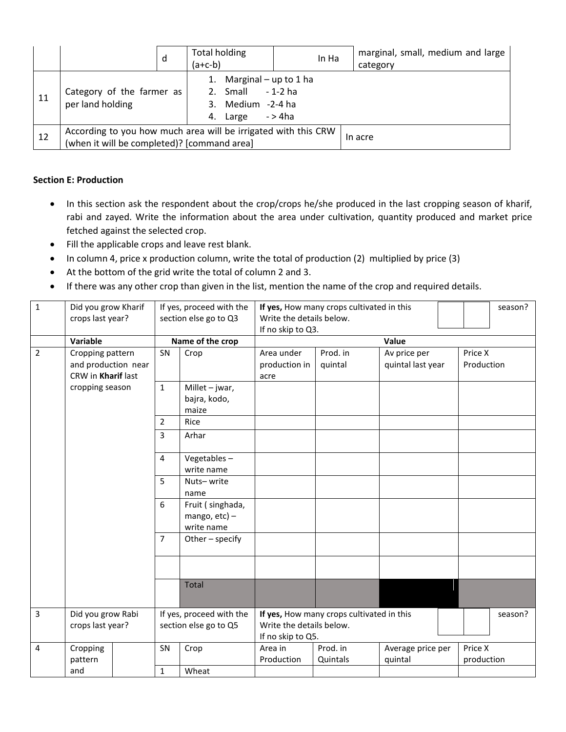| | | | | | |
|---|---|---|---|---|---|
| | | d | Total holding (a+c-b) | In Ha | marginal, small, medium and large category |
| 11 | Category of the farmer as per land holding | 1. Marginal – up to 1 ha<br>2. Small - 1-2 ha<br>3. Medium -2-4 ha<br>4. Large - > 4ha | | | |
| 12 | According to you how much area will be irrigated with this CRW (when it will be completed)? [command area] | | | In acre | |

**Section E: Production**

- In this section ask the respondent about the crop/crops he/she produced in the last cropping season of kharif, rabi and zayed. Write the information about the area under cultivation, quantity produced and market price fetched against the selected crop.
- Fill the applicable crops and leave rest blank.
- In column 4, price x production column, write the total of production (2) multiplied by price (3)
- At the bottom of the grid write the total of column 2 and 3.
- If there was any other crop than given in the list, mention the name of the crop and required details.

| | | | | | | | |
|---|---|---|---|---|---|---|---|
| 1 | Did you grow Kharif crops last year? | If yes, proceed with the section else go to Q3 | | **If yes,** How many crops cultivated in this season? Write the details below. If no skip to Q3. | | | |
| | **Variable** | **Name of the crop** | | **Value** | | | |
| 2 | Cropping pattern and production near CRW in **Kharif** last cropping season | SN | Crop | Area under production in acre | Prod. in quintal | Av price per quintal last year | Price X Production |
| | | 1 | Millet – jwar, bajra, kodo, maize | | | | |
| | | 2 | Rice | | | | |
| | | 3 | Arhar | | | | |
| | | 4 | Vegetables – write name | | | | |
| | | 5 | Nuts– write name | | | | |
| | | 6 | Fruit ( singhada, mango, etc) – write name | | | | |
| | | 7 | Other – specify | | | | |
| | | | | | | | |
| | | | Total | | | | |
| 3 | Did you grow Rabi crops last year? | If yes, proceed with the section else go to Q5 | | **If yes,** How many crops cultivated in this season? Write the details below. If no skip to Q5. | | | |
| 4 | Cropping pattern and | SN | Crop | Area in Production | Prod. in Quintals | Average price per quintal | Price X production |
| | | 1 | Wheat | | | | |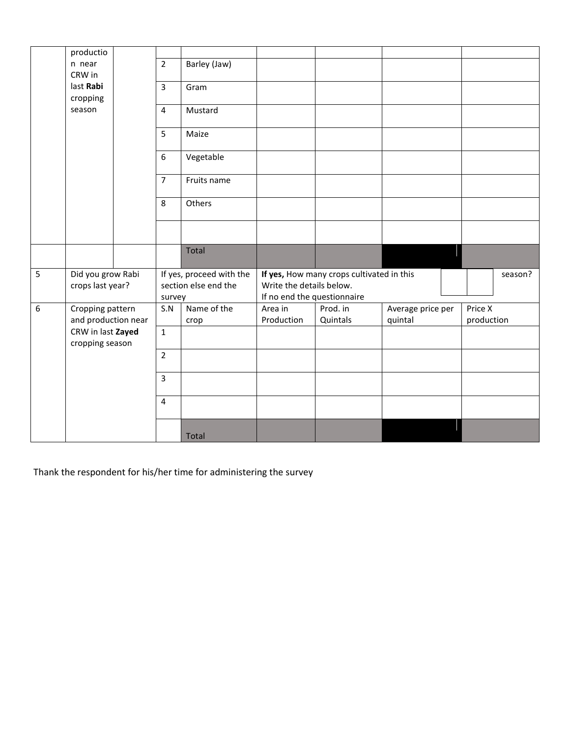| | | | | | | | | |
|---|---|---|---|---|---|---|---|---|
| | production near CRW in last **Rabi** cropping season | | | | | | | |
| | | | 2 | Barley (Jaw) | | | | |
| | | | 3 | Gram | | | | |
| | | | 4 | Mustard | | | | |
| | | | 5 | Maize | | | | |
| | | | 6 | Vegetable | | | | |
| | | | 7 | Fruits name | | | | |
| | | | 8 | Others | | | | |
| | | | | | | | | |
| | | | | Total | | | | |
| 5 | Did you grow Rabi crops last year? | | If yes, proceed with the section else end the survey | | **If yes,** How many crops cultivated in this season? Write the details below. If no end the questionnaire | | | |
| 6 | Cropping pattern and production near CRW in last **Zayed** cropping season | | S.N | Name of the crop | Area in Production | Prod. in Quintals | Average price per quintal | Price X production |
| | | | 1 | | | | | |
| | | | 2 | | | | | |
| | | | 3 | | | | | |
| | | | 4 | | | | | |
| | | | | Total | | | | |

Thank the respondent for his/her time for administering the survey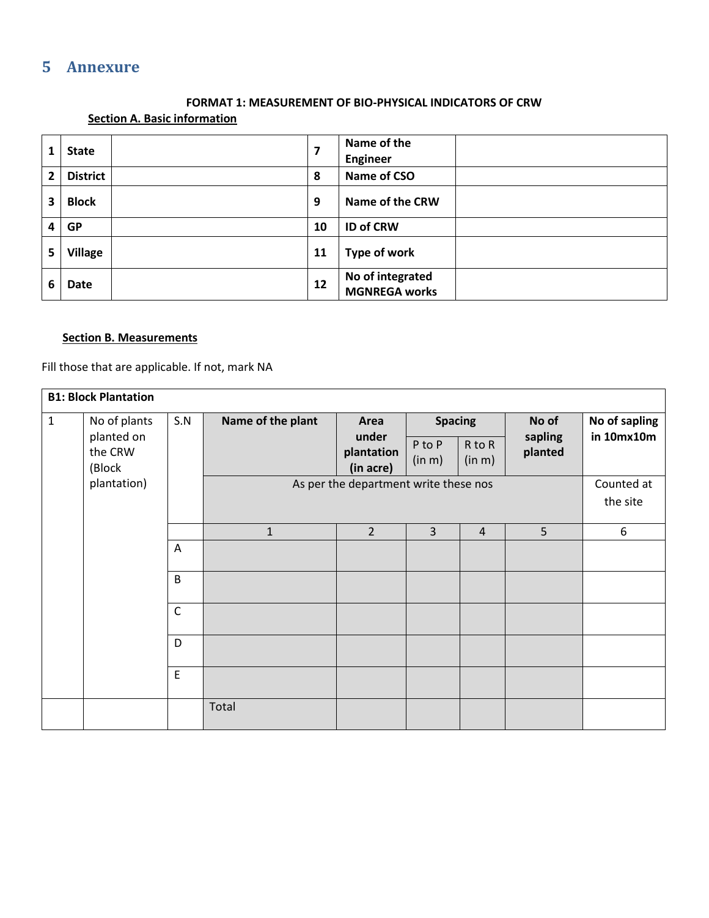# 5 Annexure

**FORMAT 1: MEASUREMENT OF BIO-PHYSICAL INDICATORS OF CRW**

**Section A. Basic information**

| | | | | | |
|---|---|---|---|---|---|
| 1 | **State** | | 7 | **Name of the Engineer** | |
| 2 | **District** | | 8 | **Name of CSO** | |
| 3 | **Block** | | 9 | **Name of the CRW** | |
| 4 | **GP** | | 10 | **ID of CRW** | |
| 5 | **Village** | | 11 | **Type of work** | |
| 6 | **Date** | | 12 | **No of integrated MGNREGA works** | |

**Section B. Measurements**

Fill those that are applicable. If not, mark NA

| **B1: Block Plantation** | | | | | | | | |
|---|---|---|---|---|---|---|---|---|
| 1 | No of plants planted on the CRW (Block plantation) | S.N | **Name of the plant** | **Area under plantation (in acre)** | **Spacing** | | **No of sapling planted** | **No of sapling in 10mx10m** |
| | | | | | P to P (in m) | R to R (in m) | | |
| | | | As per the department write these nos | | | | | Counted at the site |
| | | | 1 | 2 | 3 | 4 | 5 | 6 |
| | | A | | | | | | |
| | | B | | | | | | |
| | | C | | | | | | |
| | | D | | | | | | |
| | | E | | | | | | |
| | | | Total | | | | | |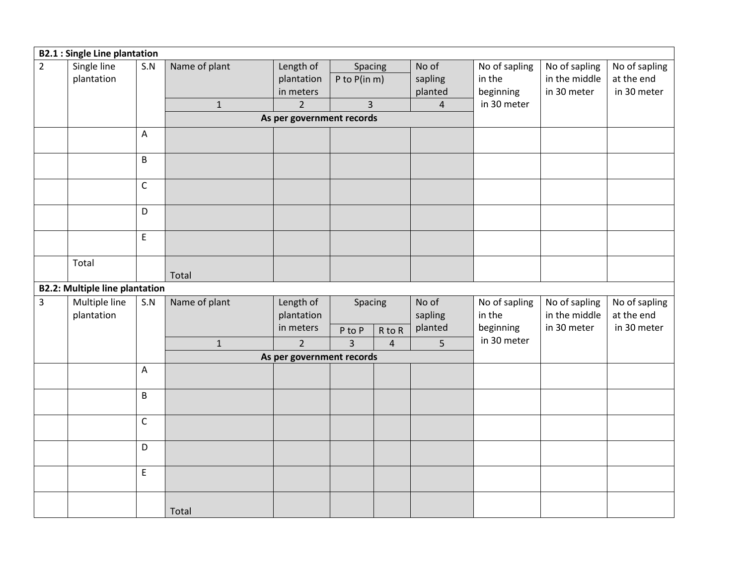**B2.1 : Single Line plantation**

| | | | | | | | | | |
|---|---|---|---|---|---|---|---|---|---|
| 2 | Single line plantation | S.N | Name of plant | Length of plantation in meters | Spacing P to P(in m) | No of sapling planted | No of sapling in the beginning in 30 meter | No of sapling in the middle in 30 meter | No of sapling at the end in 30 meter |
| | | | 1 | 2 | 3 | 4 | | | |
| | | | As per government records | | | | | | |
| | | A | | | | | | | |
| | | B | | | | | | | |
| | | C | | | | | | | |
| | | D | | | | | | | |
| | | E | | | | | | | |
| | Total | | Total | | | | | | |

**B2.2: Multiple line plantation**

| | | | | | | | | | | |
|---|---|---|---|---|---|---|---|---|---|---|
| 3 | Multiple line plantation | S.N | Name of plant | Length of plantation in meters | Spacing | | No of sapling planted | No of sapling in the beginning in 30 meter | No of sapling in the middle in 30 meter | No of sapling at the end in 30 meter |
| | | | | | P to P | R to R | | | | |
| | | | 1 | 2 | 3 | 4 | 5 | | | |
| | | | As per government records | | | | | | | |
| | | A | | | | | | | | |
| | | B | | | | | | | | |
| | | C | | | | | | | | |
| | | D | | | | | | | | |
| | | E | | | | | | | | |
| | | | Total | | | | | | | |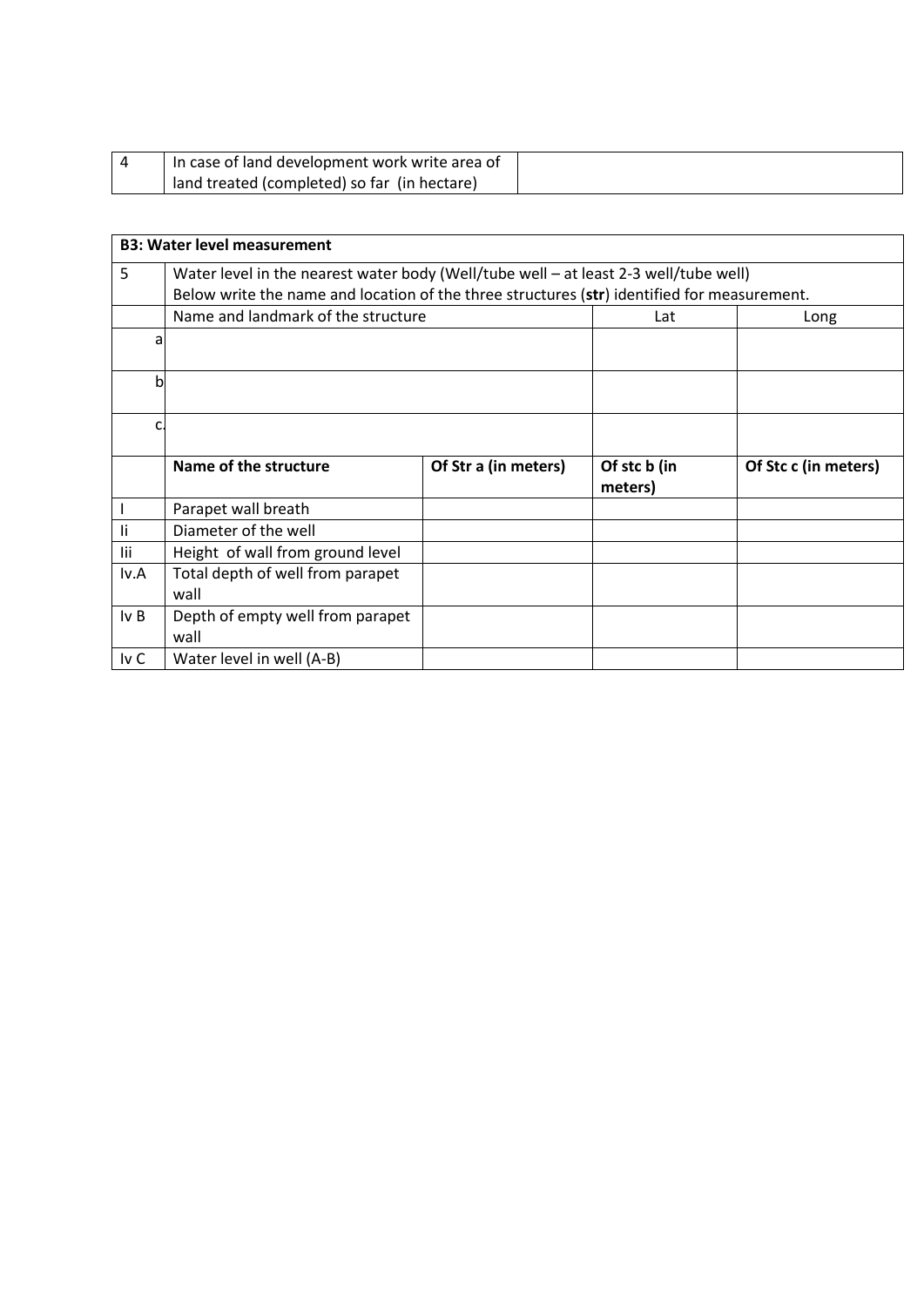| 4 | In case of land development work write area of land treated (completed) so far (in hectare) | |
|---|---|---|

| **B3: Water level measurement** | | | | |
|---|---|---|---|---|
| 5 | Water level in the nearest water body (Well/tube well – at least 2-3 well/tube well)<br>Below write the name and location of the three structures (**str**) identified for measurement. | | | |
| | Name and landmark of the structure | | Lat | Long |
| a | | | | |
| b | | | | |
| c. | | | | |
| | **Name of the structure** | **Of Str a (in meters)** | **Of stc b (in meters)** | **Of Stc c (in meters)** |
| I | Parapet wall breath | | | |
| Ii | Diameter of the well | | | |
| Iii | Height of wall from ground level | | | |
| Iv.A | Total depth of well from parapet wall | | | |
| Iv B | Depth of empty well from parapet wall | | | |
| Iv C | Water level in well (A-B) | | | |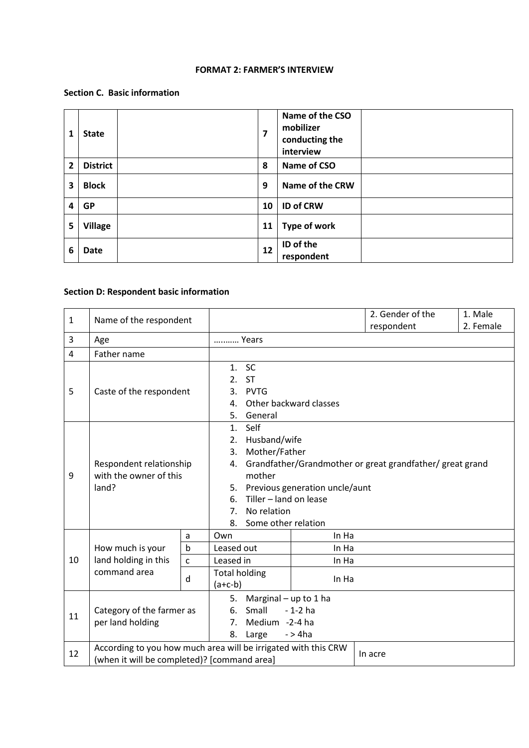**FORMAT 2: FARMER'S INTERVIEW**

**Section C. Basic information**

| | | | | | |
|---|---|---|---|---|---|
| **1** | **State** | | **7** | **Name of the CSO mobilizer conducting the interview** | |
| **2** | **District** | | **8** | **Name of CSO** | |
| **3** | **Block** | | **9** | **Name of the CRW** | |
| **4** | **GP** | | **10** | **ID of CRW** | |
| **5** | **Village** | | **11** | **Type of work** | |
| **6** | **Date** | | **12** | **ID of the respondent** | |

**Section D: Respondent basic information**

| | | | | | | |
|---|---|---|---|---|---|---|
| 1 | Name of the respondent | | | | 2. Gender of the respondent | 1. Male<br>2. Female |
| 3 | Age | | ………. Years | | | |
| 4 | Father name | | | | | |
| 5 | Caste of the respondent | | 1. SC<br>2. ST<br>3. PVTG<br>4. Other backward classes<br>5. General | | | |
| 9 | Respondent relationship with the owner of this land? | | 1. Self<br>2. Husband/wife<br>3. Mother/Father<br>4. Grandfather/Grandmother or great grandfather/ great grand mother<br>5. Previous generation uncle/aunt<br>6. Tiller – land on lease<br>7. No relation<br>8. Some other relation | | | |
| 10 | How much is your land holding in this command area | a | Own | In Ha | | |
| | | b | Leased out | In Ha | | |
| | | c | Leased in | In Ha | | |
| | | d | Total holding (a+c-b) | In Ha | | |
| 11 | Category of the farmer as per land holding | | 5. Marginal – up to 1 ha<br>6. Small - 1-2 ha<br>7. Medium -2-4 ha<br>8. Large - > 4ha | | | |
| 12 | According to you how much area will be irrigated with this CRW (when it will be completed)? [command area] | | | | In acre | |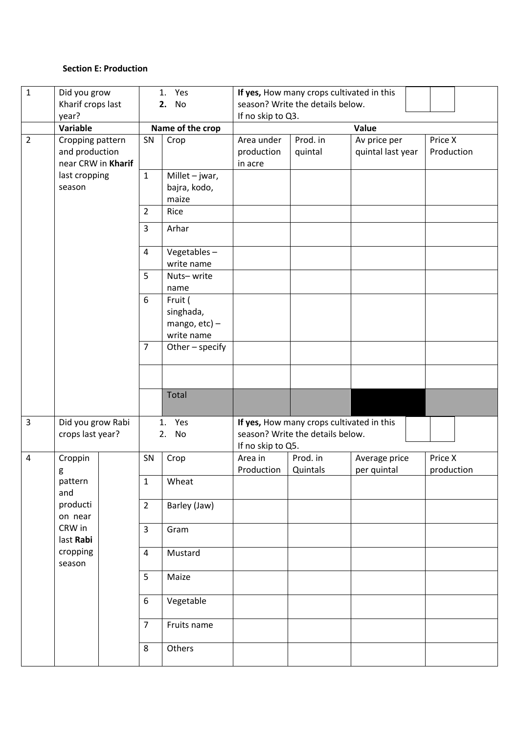**Section E: Production**

| | | | | | | | |
|---|---|---|---|---|---|---|---|
| 1 | Did you grow Kharif crops last year? | 1. Yes<br>**2.** No | | **If yes,** How many crops cultivated in this season? Write the details below.<br>If no skip to Q3. | | | |
| | **Variable** | **Name of the crop** | | **Value** | | | |
| 2 | Cropping pattern and production near CRW in **Kharif** last cropping season | SN | Crop | Area under production in acre | Prod. in quintal | Av price per quintal last year | Price X Production |
| | | 1 | Millet – jwar, bajra, kodo, maize | | | | |
| | | 2 | Rice | | | | |
| | | 3 | Arhar | | | | |
| | | 4 | Vegetables – write name | | | | |
| | | 5 | Nuts– write name | | | | |
| | | 6 | Fruit ( singhada, mango, etc) – write name | | | | |
| | | 7 | Other – specify | | | | |
| | | | | | | | |
| | | | Total | | | | |
| 3 | Did you grow Rabi crops last year? | 1. Yes<br>2. No | | **If yes,** How many crops cultivated in this season? Write the details below.<br>If no skip to Q5. | | | |
| 4 | Cropping pattern and production near CRW in last **Rabi** cropping season | SN | Crop | Area in Production | Prod. in Quintals | Average price per quintal | Price X production |
| | | 1 | Wheat | | | | |
| | | 2 | Barley (Jaw) | | | | |
| | | 3 | Gram | | | | |
| | | 4 | Mustard | | | | |
| | | 5 | Maize | | | | |
| | | 6 | Vegetable | | | | |
| | | 7 | Fruits name | | | | |
| | | 8 | Others | | | | |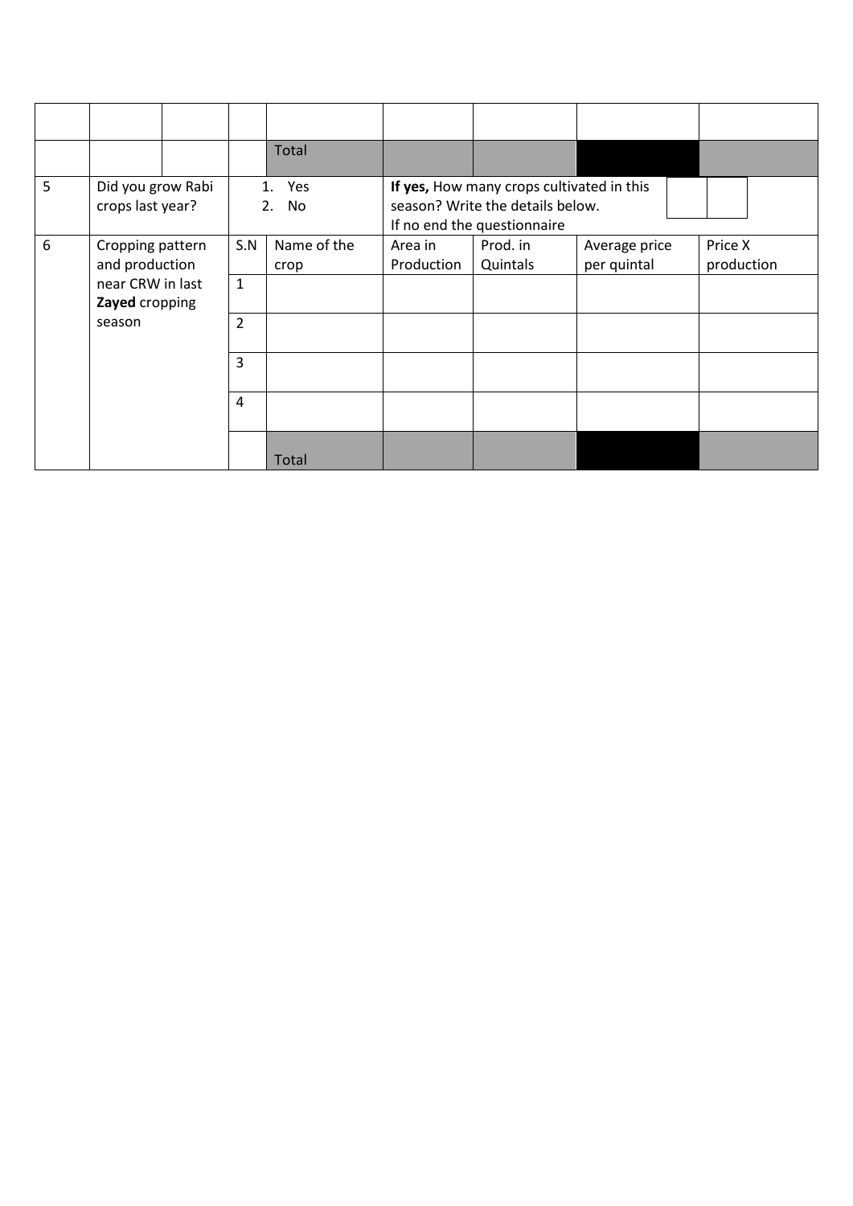| | | | | | | | | |
|---|---|---|---|---|---|---|---|---|
| | | | | | | | | |
| | | | | Total | | | | |
| 5 | Did you grow Rabi crops last year? | | 1. Yes<br>2. No | | **If yes,** How many crops cultivated in this season? Write the details below.<br>If no end the questionnaire | | | |
| 6 | Cropping pattern and production near CRW in last **Zayed** cropping season | | S.N | Name of the crop | Area in Production | Prod. in Quintals | Average price per quintal | Price X production |
| | | | 1 | | | | | |
| | | | 2 | | | | | |
| | | | 3 | | | | | |
| | | | 4 | | | | | |
| | | | | Total | | | | |